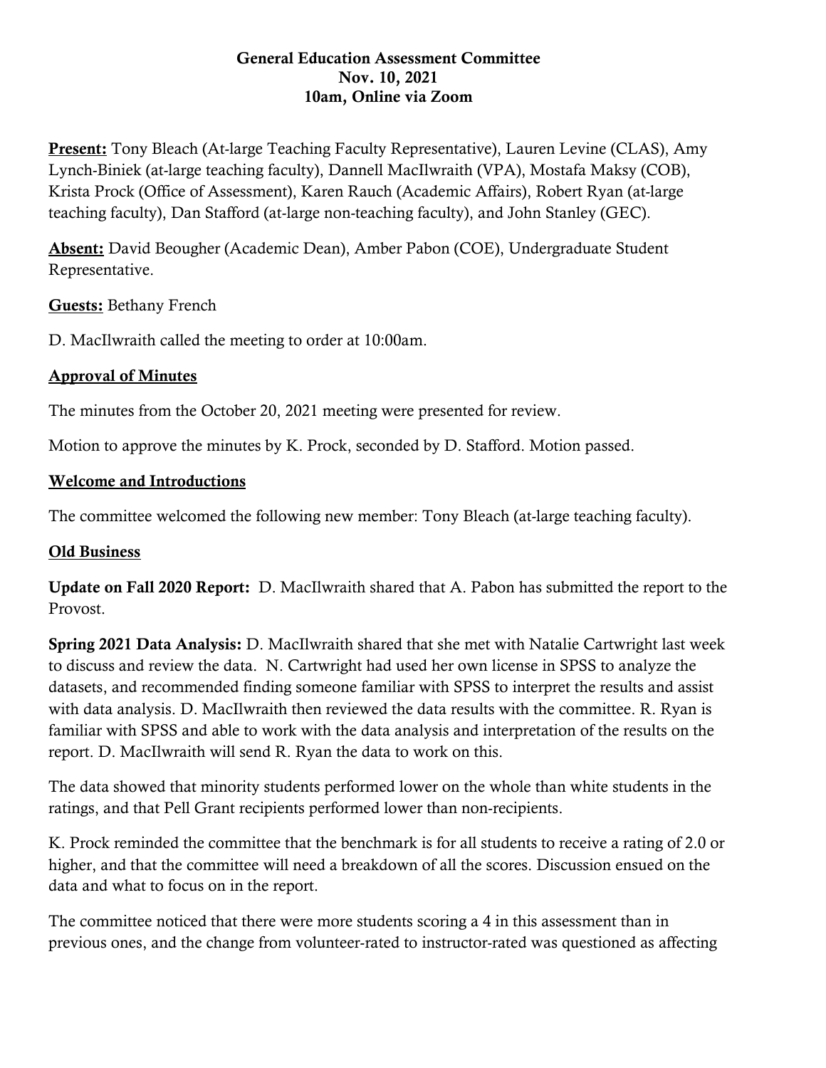**General Education Assessment Committee**
**Nov. 10, 2021**
**10am, Online via Zoom**

**Present:** Tony Bleach (At-large Teaching Faculty Representative), Lauren Levine (CLAS), Amy Lynch-Biniek (at-large teaching faculty), Dannell MacIlwraith (VPA), Mostafa Maksy (COB), Krista Prock (Office of Assessment), Karen Rauch (Academic Affairs), Robert Ryan (at-large teaching faculty), Dan Stafford (at-large non-teaching faculty), and John Stanley (GEC).

**Absent:** David Beougher (Academic Dean), Amber Pabon (COE), Undergraduate Student Representative.

**Guests:** Bethany French

D. MacIlwraith called the meeting to order at 10:00am.

## Approval of Minutes

The minutes from the October 20, 2021 meeting were presented for review.

Motion to approve the minutes by K. Prock, seconded by D. Stafford. Motion passed.

## Welcome and Introductions

The committee welcomed the following new member: Tony Bleach (at-large teaching faculty).

## Old Business

**Update on Fall 2020 Report:** D. MacIlwraith shared that A. Pabon has submitted the report to the Provost.

**Spring 2021 Data Analysis:** D. MacIlwraith shared that she met with Natalie Cartwright last week to discuss and review the data. N. Cartwright had used her own license in SPSS to analyze the datasets, and recommended finding someone familiar with SPSS to interpret the results and assist with data analysis. D. MacIlwraith then reviewed the data results with the committee. R. Ryan is familiar with SPSS and able to work with the data analysis and interpretation of the results on the report. D. MacIlwraith will send R. Ryan the data to work on this.

The data showed that minority students performed lower on the whole than white students in the ratings, and that Pell Grant recipients performed lower than non-recipients.

K. Prock reminded the committee that the benchmark is for all students to receive a rating of 2.0 or higher, and that the committee will need a breakdown of all the scores. Discussion ensued on the data and what to focus on in the report.

The committee noticed that there were more students scoring a 4 in this assessment than in previous ones, and the change from volunteer-rated to instructor-rated was questioned as affecting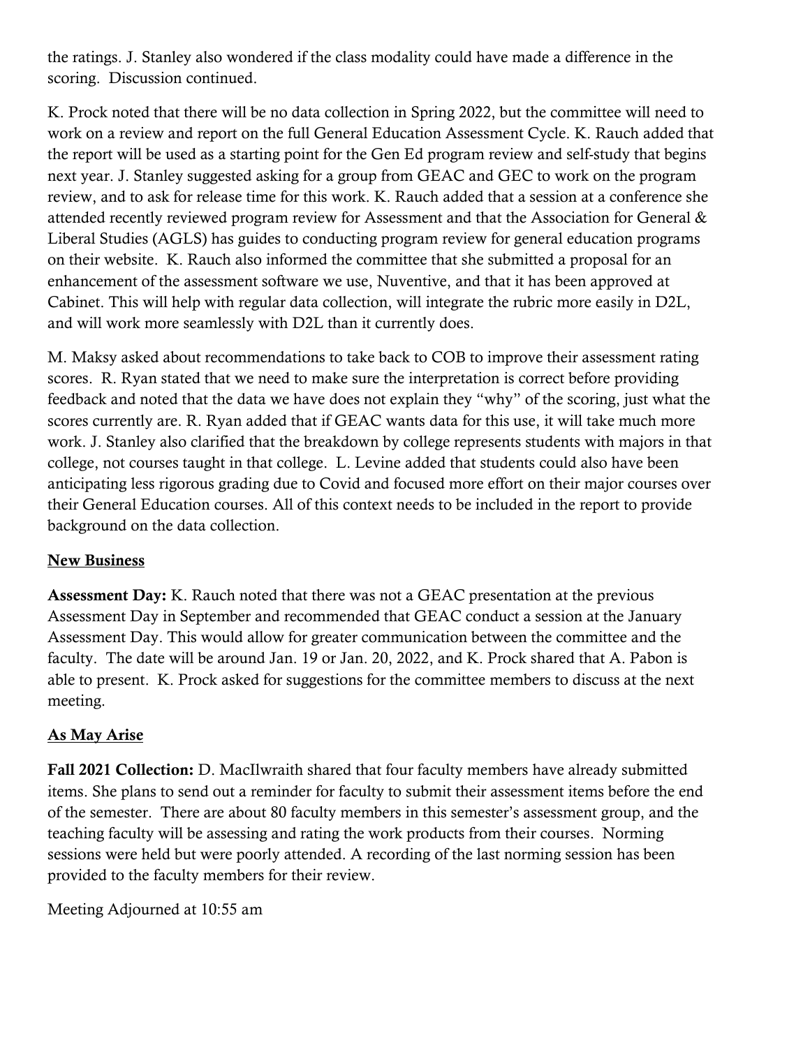the ratings. J. Stanley also wondered if the class modality could have made a difference in the scoring. Discussion continued.

K. Prock noted that there will be no data collection in Spring 2022, but the committee will need to work on a review and report on the full General Education Assessment Cycle. K. Rauch added that the report will be used as a starting point for the Gen Ed program review and self-study that begins next year. J. Stanley suggested asking for a group from GEAC and GEC to work on the program review, and to ask for release time for this work. K. Rauch added that a session at a conference she attended recently reviewed program review for Assessment and that the Association for General & Liberal Studies (AGLS) has guides to conducting program review for general education programs on their website. K. Rauch also informed the committee that she submitted a proposal for an enhancement of the assessment software we use, Nuventive, and that it has been approved at Cabinet. This will help with regular data collection, will integrate the rubric more easily in D2L, and will work more seamlessly with D2L than it currently does.

M. Maksy asked about recommendations to take back to COB to improve their assessment rating scores. R. Ryan stated that we need to make sure the interpretation is correct before providing feedback and noted that the data we have does not explain they "why" of the scoring, just what the scores currently are. R. Ryan added that if GEAC wants data for this use, it will take much more work. J. Stanley also clarified that the breakdown by college represents students with majors in that college, not courses taught in that college. L. Levine added that students could also have been anticipating less rigorous grading due to Covid and focused more effort on their major courses over their General Education courses. All of this context needs to be included in the report to provide background on the data collection.

## New Business

**Assessment Day:** K. Rauch noted that there was not a GEAC presentation at the previous Assessment Day in September and recommended that GEAC conduct a session at the January Assessment Day. This would allow for greater communication between the committee and the faculty. The date will be around Jan. 19 or Jan. 20, 2022, and K. Prock shared that A. Pabon is able to present. K. Prock asked for suggestions for the committee members to discuss at the next meeting.

## As May Arise

**Fall 2021 Collection:** D. MacIlwraith shared that four faculty members have already submitted items. She plans to send out a reminder for faculty to submit their assessment items before the end of the semester. There are about 80 faculty members in this semester's assessment group, and the teaching faculty will be assessing and rating the work products from their courses. Norming sessions were held but were poorly attended. A recording of the last norming session has been provided to the faculty members for their review.

Meeting Adjourned at 10:55 am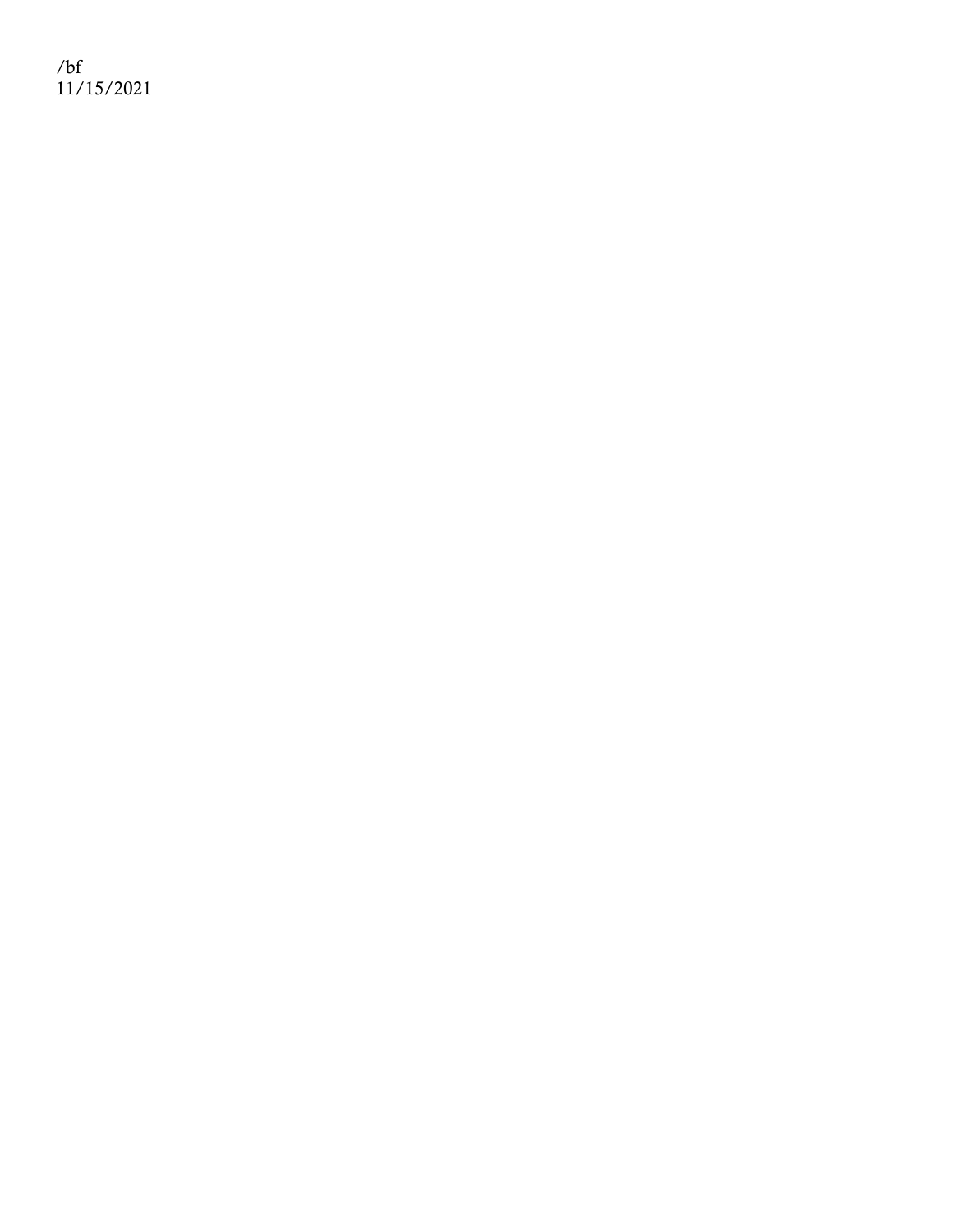/bf
11/15/2021